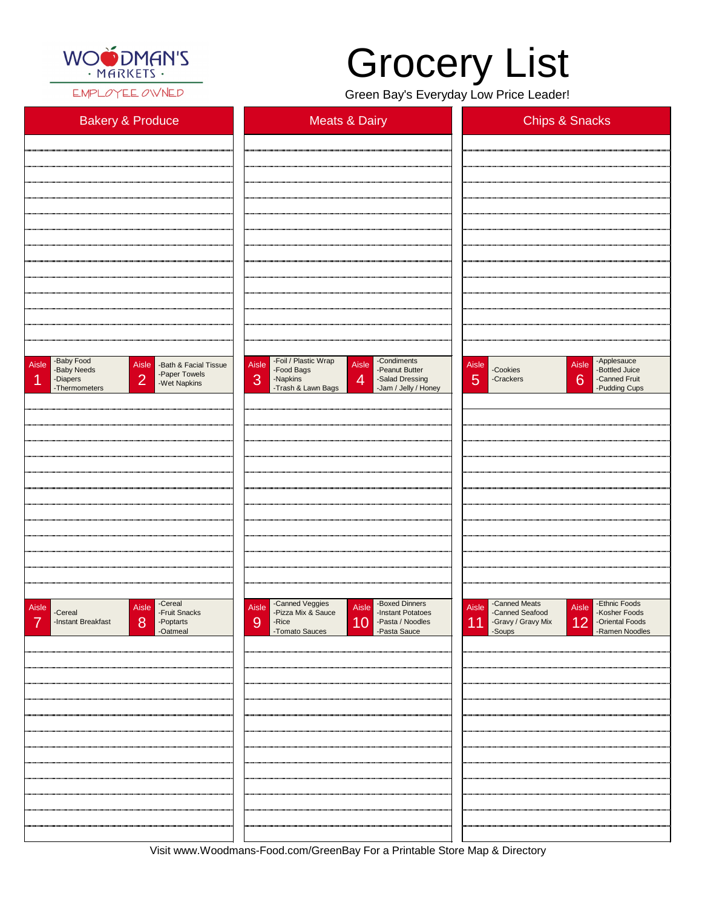WOODMAN'S · MARKETS ·

EMPLOYEE OWNED

# Grocery List

Green Bay's Everyday Low Price Leader!

## Bakery & Produce

## Meats & Dairy

## Chips & Snacks

| Aisle | Items |
|---|---|
| Aisle 1 | -Baby Food<br>-Baby Needs<br>-Diapers<br>-Thermometers |
| Aisle 2 | -Bath & Facial Tissue<br>-Paper Towels<br>-Wet Napkins |
| Aisle 3 | -Foil / Plastic Wrap<br>-Food Bags<br>-Napkins<br>-Trash & Lawn Bags |
| Aisle 4 | -Condiments<br>-Peanut Butter<br>-Salad Dressing<br>-Jam / Jelly / Honey |
| Aisle 5 | -Cookies<br>-Crackers |
| Aisle 6 | -Applesauce<br>-Bottled Juice<br>-Canned Fruit<br>-Pudding Cups |
| Aisle 7 | -Cereal<br>-Instant Breakfast |
| Aisle 8 | -Cereal<br>-Fruit Snacks<br>-Poptarts<br>-Oatmeal |
| Aisle 9 | -Canned Veggies<br>-Pizza Mix & Sauce<br>-Rice<br>-Tomato Sauces |
| Aisle 10 | -Boxed Dinners<br>-Instant Potatoes<br>-Pasta / Noodles<br>-Pasta Sauce |
| Aisle 11 | -Canned Meats<br>-Canned Seafood<br>-Gravy / Gravy Mix<br>-Soups |
| Aisle 12 | -Ethnic Foods<br>-Kosher Foods<br>-Oriental Foods<br>-Ramen Noodles |

Visit www.Woodmans-Food.com/GreenBay For a Printable Store Map & Directory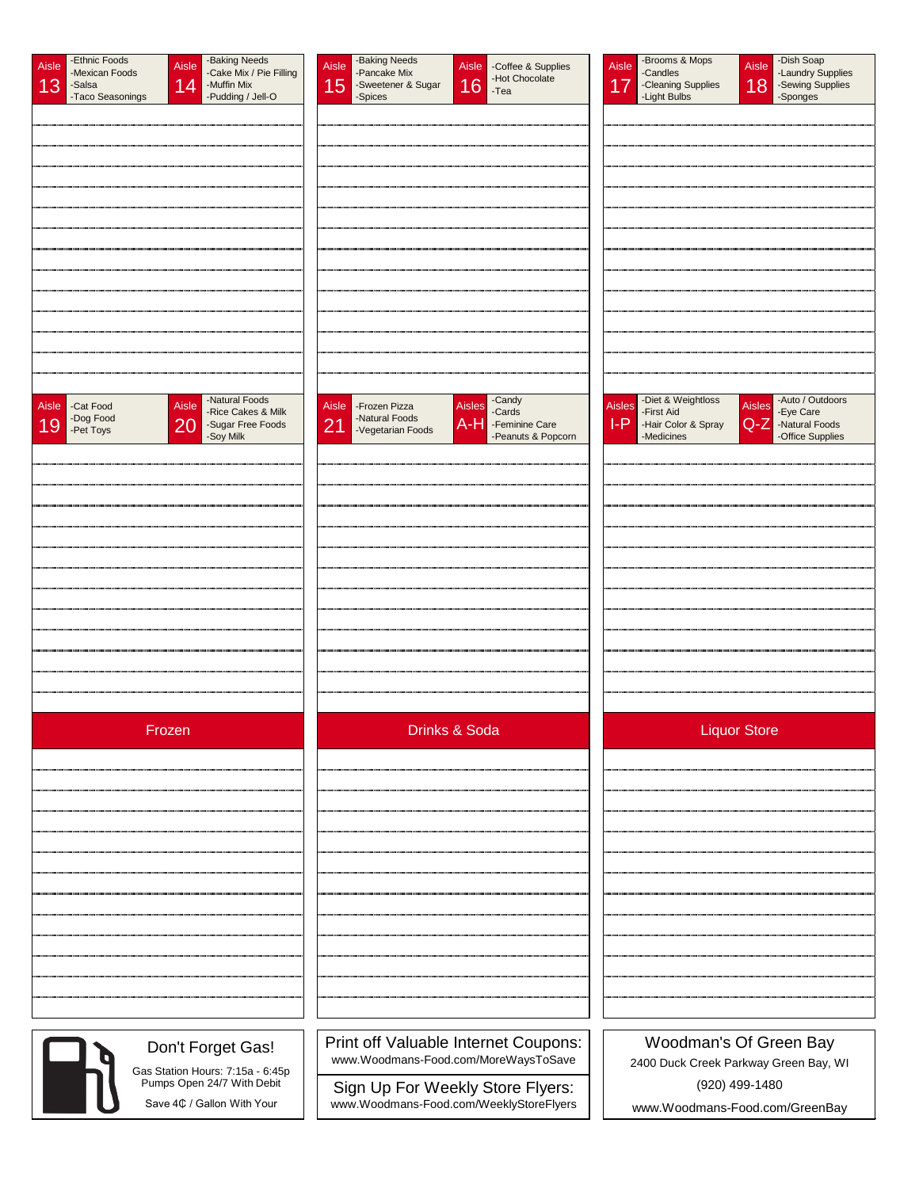**Aisle 13**
- Ethnic Foods
- Mexican Foods
- Salsa
- Taco Seasonings

**Aisle 14**
- Baking Needs
- Cake Mix / Pie Filling
- Muffin Mix
- Pudding / Jell-O

**Aisle 15**
- Baking Needs
- Pancake Mix
- Sweetener & Sugar
- Spices

**Aisle 16**
- Coffee & Supplies
- Hot Chocolate
- Tea

**Aisle 17**
- Brooms & Mops
- Candles
- Cleaning Supplies
- Light Bulbs

**Aisle 18**
- Dish Soap
- Laundry Supplies
- Sewing Supplies
- Sponges

**Aisle 19**
- Cat Food
- Dog Food
- Pet Toys

**Aisle 20**
- Natural Foods
- Rice Cakes & Milk
- Sugar Free Foods
- Soy Milk

**Aisle 21**
- Frozen Pizza
- Natural Foods
- Vegetarian Foods

**Aisles A-H**
- Candy
- Cards
- Feminine Care
- Peanuts & Popcorn

**Aisles I-P**
- Diet & Weightloss
- First Aid
- Hair Color & Spray
- Medicines

**Aisles Q-Z**
- Auto / Outdoors
- Eye Care
- Natural Foods
- Office Supplies

**Frozen**

**Drinks & Soda**

**Liquor Store**

## Don't Forget Gas!

Gas Station Hours: 7:15a - 6:45p
Pumps Open 24/7 With Debit

Save 4¢ / Gallon With Your

## Print off Valuable Internet Coupons:

www.Woodmans-Food.com/MoreWaysToSave

## Sign Up For Weekly Store Flyers:

www.Woodmans-Food.com/WeeklyStoreFlyers

## Woodman's Of Green Bay

2400 Duck Creek Parkway Green Bay, WI

(920) 499-1480

www.Woodmans-Food.com/GreenBay